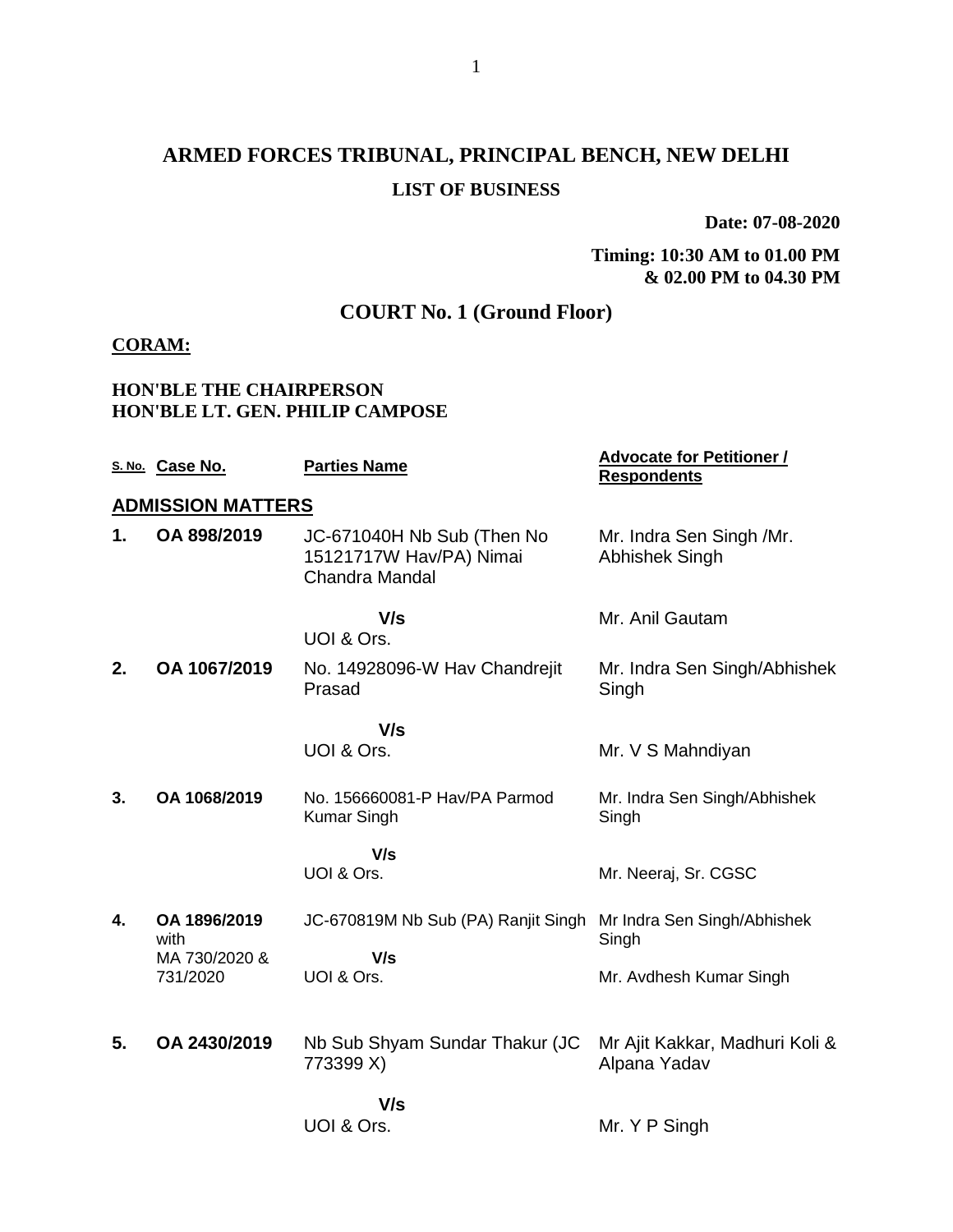# ARMED FORCES TRIBUNAL, PRINCIPAL BENCH, NEW DELHI

## LIST OF BUSINESS

**Date: 07-08-2020**

**Timing: 10:30 AM to 01.00 PM & 02.00 PM to 04.30 PM**

## COURT No. 1 (Ground Floor)

**CORAM:**

**HON'BLE THE CHAIRPERSON**
**HON'BLE LT. GEN. PHILIP CAMPOSE**

| S. No. | Case No. | Parties Name | Advocate for Petitioner / Respondents |
|---|---|---|---|
| **ADMISSION MATTERS** | | | |
| **1.** | **OA 898/2019** | JC-671040H Nb Sub (Then No 15121717W Hav/PA) Nimai Chandra Mandal | Mr. Indra Sen Singh /Mr. Abhishek Singh |
| | | **V/s** UOI & Ors. | Mr. Anil Gautam |
| **2.** | **OA 1067/2019** | No. 14928096-W Hav Chandrejit Prasad | Mr. Indra Sen Singh/Abhishek Singh |
| | | **V/s** UOI & Ors. | Mr. V S Mahndiyan |
| **3.** | **OA 1068/2019** | No. 156660081-P Hav/PA Parmod Kumar Singh | Mr. Indra Sen Singh/Abhishek Singh |
| | | **V/s** UOI & Ors. | Mr. Neeraj, Sr. CGSC |
| **4.** | **OA 1896/2019** with MA 730/2020 & 731/2020 | JC-670819M Nb Sub (PA) Ranjit Singh | Mr Indra Sen Singh/Abhishek Singh |
| | | **V/s** UOI & Ors. | Mr. Avdhesh Kumar Singh |
| **5.** | **OA 2430/2019** | Nb Sub Shyam Sundar Thakur (JC 773399 X) | Mr Ajit Kakkar, Madhuri Koli & Alpana Yadav |
| | | **V/s** UOI & Ors. | Mr. Y P Singh |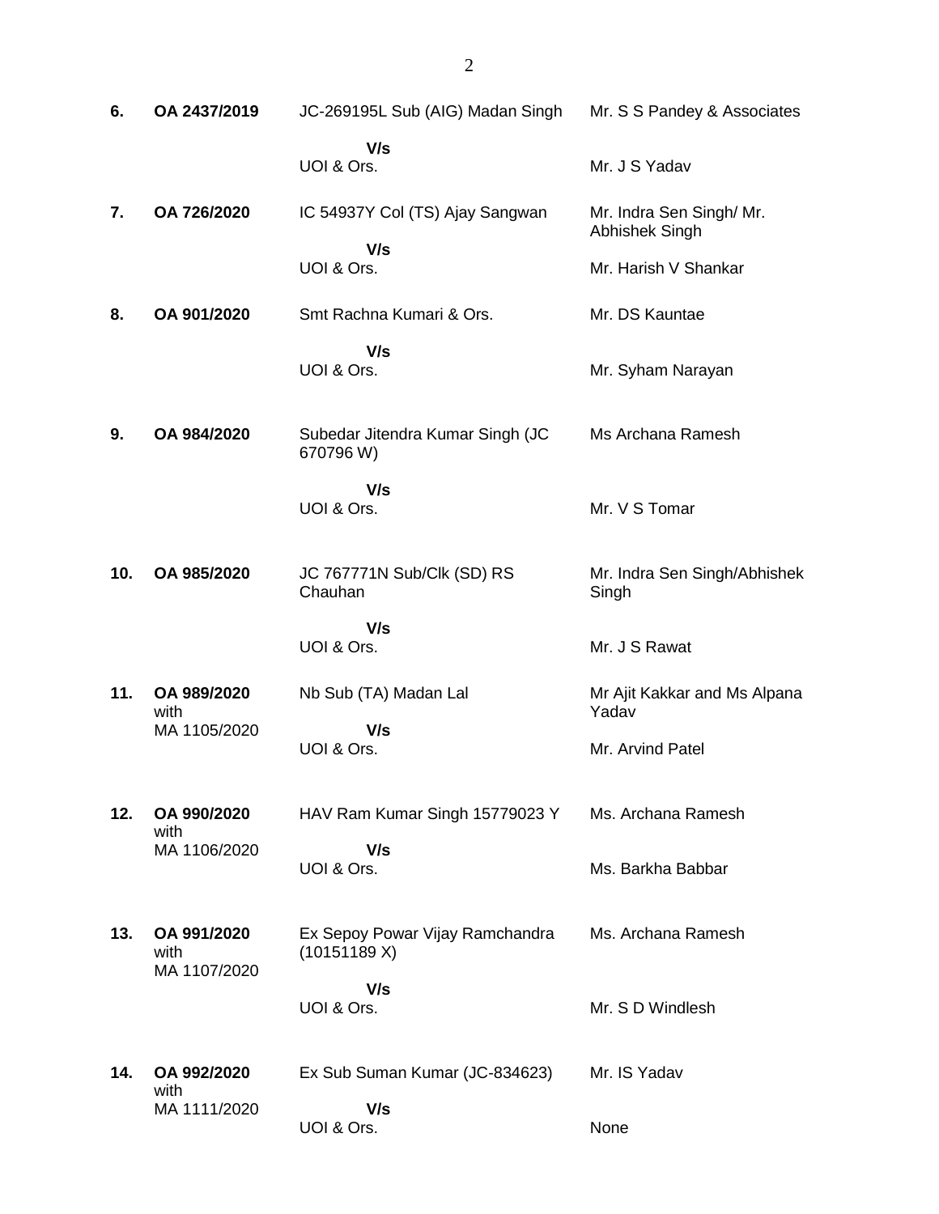| | | | |
|---|---|---|---|
| **6.** | **OA 2437/2019** | JC-269195L Sub (AIG) Madan Singh<br><br>**V/s**<br>UOI & Ors. | Mr. S S Pandey & Associates<br><br>Mr. J S Yadav |
| **7.** | **OA 726/2020** | IC 54937Y Col (TS) Ajay Sangwan<br><br>**V/s**<br>UOI & Ors. | Mr. Indra Sen Singh/ Mr. Abhishek Singh<br><br>Mr. Harish V Shankar |
| **8.** | **OA 901/2020** | Smt Rachna Kumari & Ors.<br><br>**V/s**<br>UOI & Ors. | Mr. DS Kauntae<br><br>Mr. Syham Narayan |
| **9.** | **OA 984/2020** | Subedar Jitendra Kumar Singh (JC 670796 W)<br><br>**V/s**<br>UOI & Ors. | Ms Archana Ramesh<br><br>Mr. V S Tomar |
| **10.** | **OA 985/2020** | JC 767771N Sub/Clk (SD) RS Chauhan<br><br>**V/s**<br>UOI & Ors. | Mr. Indra Sen Singh/Abhishek Singh<br><br>Mr. J S Rawat |
| **11.** | **OA 989/2020** with MA 1105/2020 | Nb Sub (TA) Madan Lal<br><br>**V/s**<br>UOI & Ors. | Mr Ajit Kakkar and Ms Alpana Yadav<br><br>Mr. Arvind Patel |
| **12.** | **OA 990/2020** with MA 1106/2020 | HAV Ram Kumar Singh 15779023 Y<br><br>**V/s**<br>UOI & Ors. | Ms. Archana Ramesh<br><br>Ms. Barkha Babbar |
| **13.** | **OA 991/2020** with MA 1107/2020 | Ex Sepoy Powar Vijay Ramchandra (10151189 X)<br><br>**V/s**<br>UOI & Ors. | Ms. Archana Ramesh<br><br>Mr. S D Windlesh |
| **14.** | **OA 992/2020** with MA 1111/2020 | Ex Sub Suman Kumar (JC-834623)<br><br>**V/s**<br>UOI & Ors. | Mr. IS Yadav<br><br>None |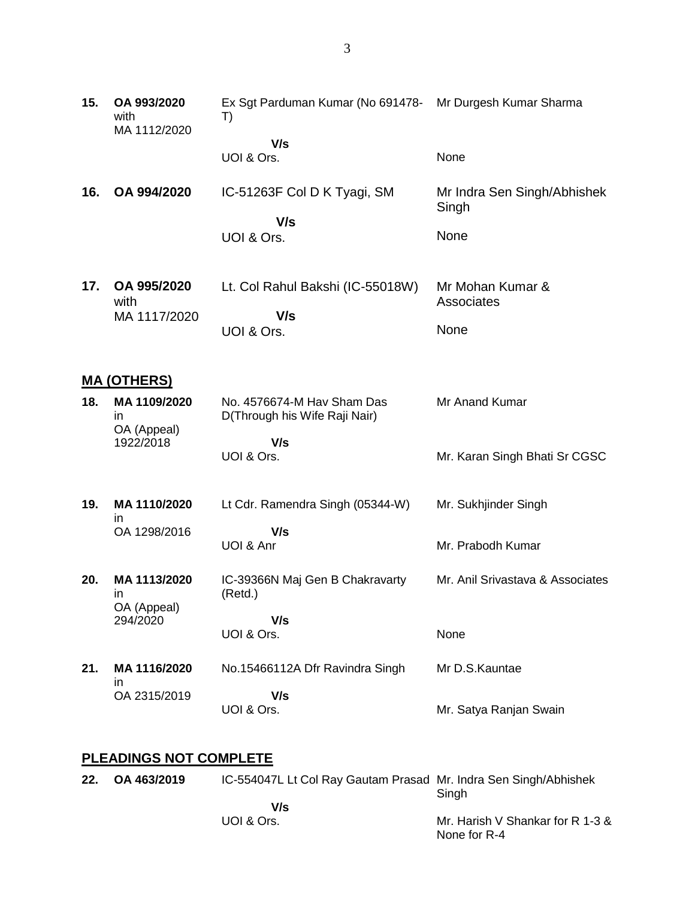| | | | |
|---|---|---|---|
| **15.** | **OA 993/2020** with MA 1112/2020 | Ex Sgt Parduman Kumar (No 691478-T) | Mr Durgesh Kumar Sharma |
| | | **V/s** | |
| | | UOI & Ors. | None |
| **16.** | **OA 994/2020** | IC-51263F Col D K Tyagi, SM | Mr Indra Sen Singh/Abhishek Singh |
| | | **V/s** | |
| | | UOI & Ors. | None |
| **17.** | **OA 995/2020** with MA 1117/2020 | Lt. Col Rahul Bakshi (IC-55018W) | Mr Mohan Kumar & Associates |
| | | **V/s** | |
| | | UOI & Ors. | None |

## MA (OTHERS)

| | | | |
|---|---|---|---|
| **18.** | **MA 1109/2020** in OA (Appeal) 1922/2018 | No. 4576674-M Hav Sham Das D(Through his Wife Raji Nair) | Mr Anand Kumar |
| | | **V/s** | |
| | | UOI & Ors. | Mr. Karan Singh Bhati Sr CGSC |
| **19.** | **MA 1110/2020** in OA 1298/2016 | Lt Cdr. Ramendra Singh (05344-W) | Mr. Sukhjinder Singh |
| | | **V/s** | |
| | | UOI & Anr | Mr. Prabodh Kumar |
| **20.** | **MA 1113/2020** in OA (Appeal) 294/2020 | IC-39366N Maj Gen B Chakravarty (Retd.) | Mr. Anil Srivastava & Associates |
| | | **V/s** | |
| | | UOI & Ors. | None |
| **21.** | **MA 1116/2020** in OA 2315/2019 | No.15466112A Dfr Ravindra Singh | Mr D.S.Kauntae |
| | | **V/s** | |
| | | UOI & Ors. | Mr. Satya Ranjan Swain |

## PLEADINGS NOT COMPLETE

| | | | |
|---|---|---|---|
| **22.** | **OA 463/2019** | IC-554047L Lt Col Ray Gautam Prasad | Mr. Indra Sen Singh/Abhishek Singh |
| | | **V/s** | |
| | | UOI & Ors. | Mr. Harish V Shankar for R 1-3 & None for R-4 |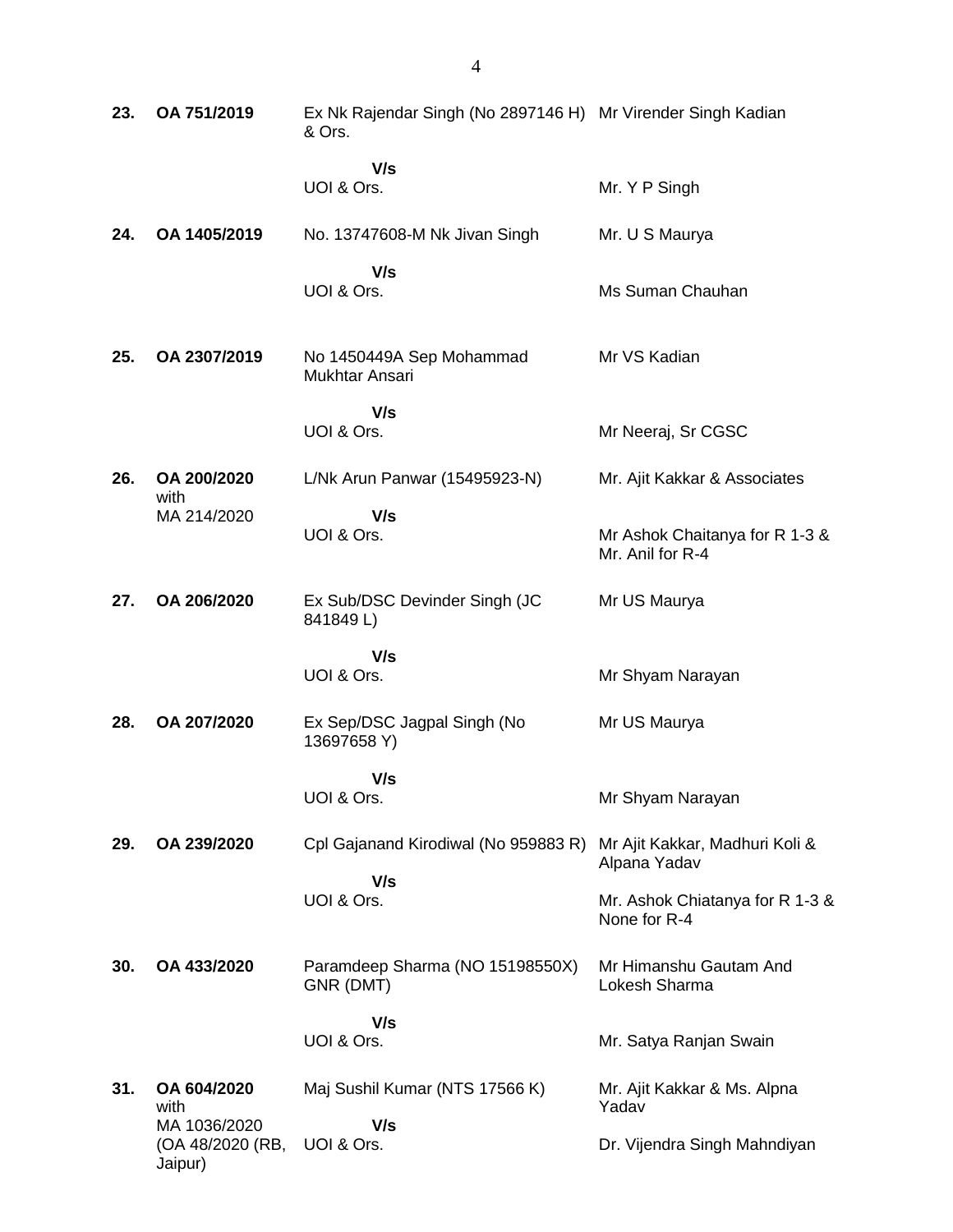| | | | |
|---|---|---|---|
| **23.** | **OA 751/2019** | Ex Nk Rajendar Singh (No 2897146 H) & Ors. | Mr Virender Singh Kadian |
| | | **V/s** | |
| | | UOI & Ors. | Mr. Y P Singh |
| **24.** | **OA 1405/2019** | No. 13747608-M Nk Jivan Singh | Mr. U S Maurya |
| | | **V/s** | |
| | | UOI & Ors. | Ms Suman Chauhan |
| **25.** | **OA 2307/2019** | No 1450449A Sep Mohammad Mukhtar Ansari | Mr VS Kadian |
| | | **V/s** | |
| | | UOI & Ors. | Mr Neeraj, Sr CGSC |
| **26.** | **OA 200/2020** with MA 214/2020 | L/Nk Arun Panwar (15495923-N) | Mr. Ajit Kakkar & Associates |
| | | **V/s** | |
| | | UOI & Ors. | Mr Ashok Chaitanya for R 1-3 & Mr. Anil for R-4 |
| **27.** | **OA 206/2020** | Ex Sub/DSC Devinder Singh (JC 841849 L) | Mr US Maurya |
| | | **V/s** | |
| | | UOI & Ors. | Mr Shyam Narayan |
| **28.** | **OA 207/2020** | Ex Sep/DSC Jagpal Singh (No 13697658 Y) | Mr US Maurya |
| | | **V/s** | |
| | | UOI & Ors. | Mr Shyam Narayan |
| **29.** | **OA 239/2020** | Cpl Gajanand Kirodiwal (No 959883 R) | Mr Ajit Kakkar, Madhuri Koli & Alpana Yadav |
| | | **V/s** | |
| | | UOI & Ors. | Mr. Ashok Chiatanya for R 1-3 & None for R-4 |
| **30.** | **OA 433/2020** | Paramdeep Sharma (NO 15198550X) GNR (DMT) | Mr Himanshu Gautam And Lokesh Sharma |
| | | **V/s** | |
| | | UOI & Ors. | Mr. Satya Ranjan Swain |
| **31.** | **OA 604/2020** with MA 1036/2020 (OA 48/2020 (RB, Jaipur) | Maj Sushil Kumar (NTS 17566 K) | Mr. Ajit Kakkar & Ms. Alpna Yadav |
| | | **V/s** | |
| | | UOI & Ors. | Dr. Vijendra Singh Mahndiyan |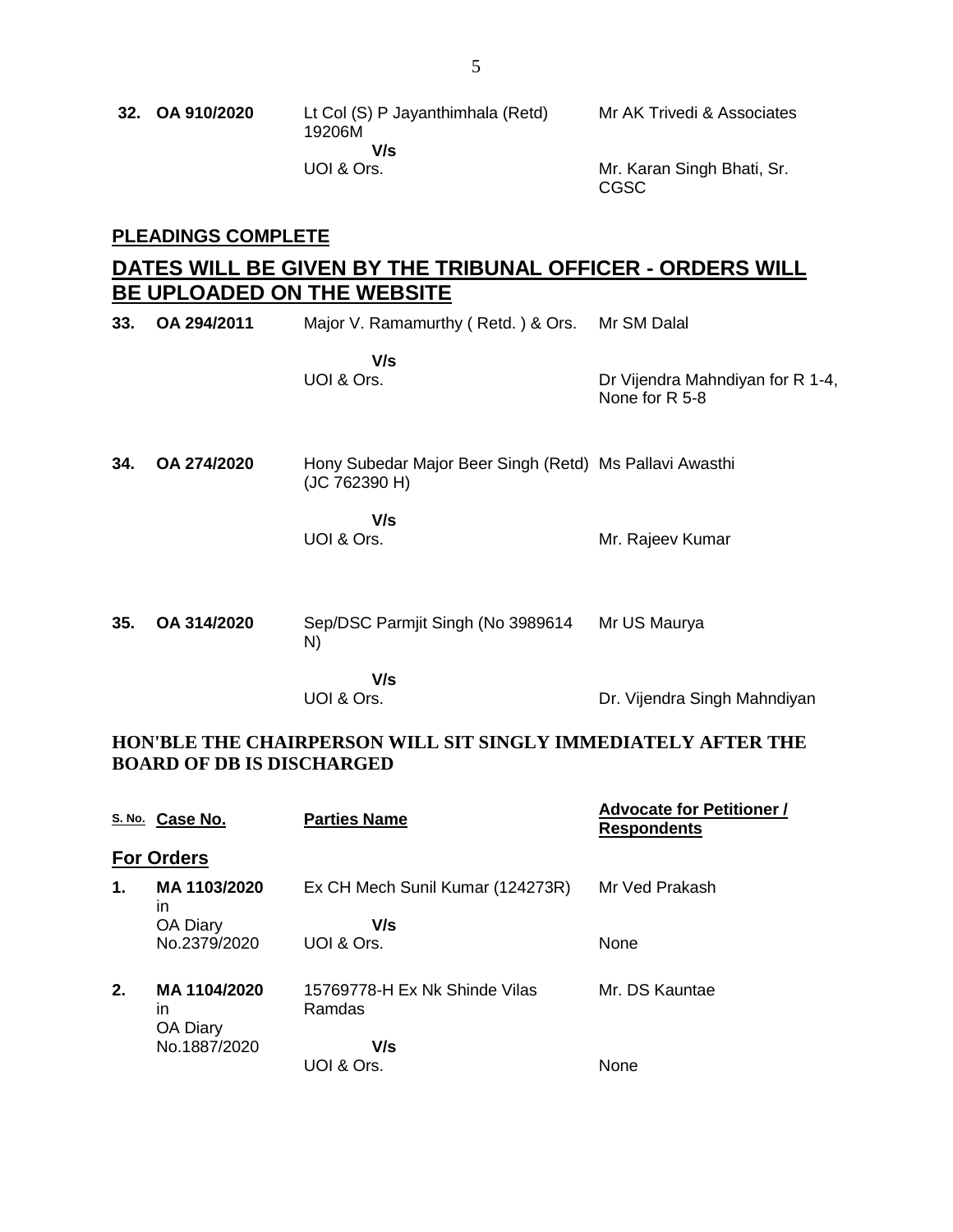| | | | |
|---|---|---|---|
| **32.** | **OA 910/2020** | Lt Col (S) P Jayanthimhala (Retd) 19206M<br>**V/s**<br>UOI & Ors. | Mr AK Trivedi & Associates<br><br>Mr. Karan Singh Bhati, Sr. CGSC |

**PLEADINGS COMPLETE**

## DATES WILL BE GIVEN BY THE TRIBUNAL OFFICER - ORDERS WILL BE UPLOADED ON THE WEBSITE

| | | | |
|---|---|---|---|
| **33.** | **OA 294/2011** | Major V. Ramamurthy ( Retd. ) & Ors.<br>**V/s**<br>UOI & Ors. | Mr SM Dalal<br><br>Dr Vijendra Mahndiyan for R 1-4, None for R 5-8 |
| **34.** | **OA 274/2020** | Hony Subedar Major Beer Singh (Retd) (JC 762390 H)<br>**V/s**<br>UOI & Ors. | Ms Pallavi Awasthi<br><br>Mr. Rajeev Kumar |
| **35.** | **OA 314/2020** | Sep/DSC Parmjit Singh (No 3989614 N)<br>**V/s**<br>UOI & Ors. | Mr US Maurya<br><br>Dr. Vijendra Singh Mahndiyan |

**HON'BLE THE CHAIRPERSON WILL SIT SINGLY IMMEDIATELY AFTER THE BOARD OF DB IS DISCHARGED**

| S. No. | Case No. | Parties Name | Advocate for Petitioner / Respondents |
|---|---|---|---|
| **For Orders** | | | |
| **1.** | **MA 1103/2020** in OA Diary No.2379/2020 | Ex CH Mech Sunil Kumar (124273R)<br>**V/s**<br>UOI & Ors. | Mr Ved Prakash<br><br>None |
| **2.** | **MA 1104/2020** in OA Diary No.1887/2020 | 15769778-H Ex Nk Shinde Vilas Ramdas<br>**V/s**<br>UOI & Ors. | Mr. DS Kauntae<br><br>None |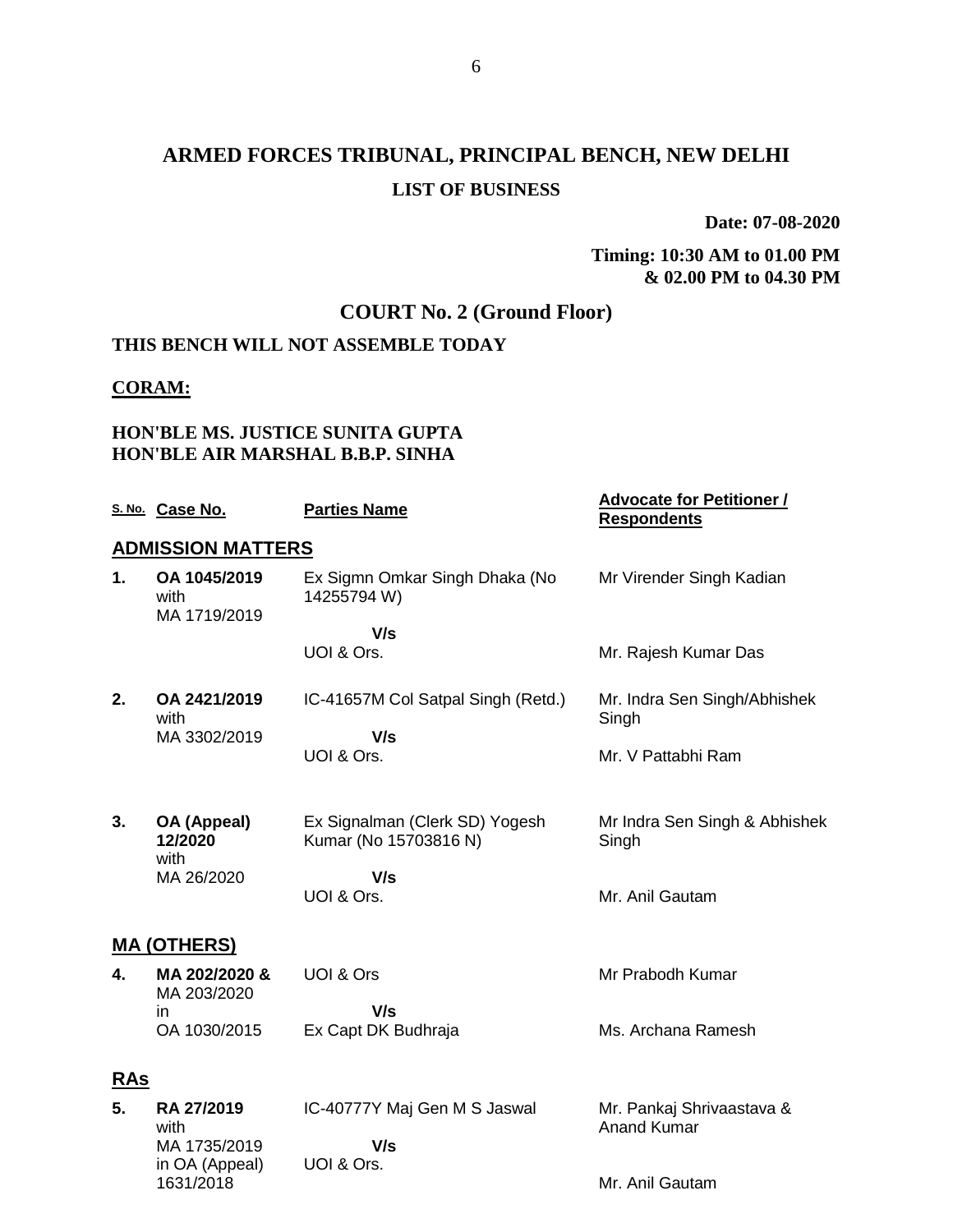# ARMED FORCES TRIBUNAL, PRINCIPAL BENCH, NEW DELHI

## LIST OF BUSINESS

**Date: 07-08-2020**

**Timing: 10:30 AM to 01.00 PM & 02.00 PM to 04.30 PM**

## COURT No. 2 (Ground Floor)

**THIS BENCH WILL NOT ASSEMBLE TODAY**

**CORAM:**

**HON'BLE MS. JUSTICE SUNITA GUPTA**
**HON'BLE AIR MARSHAL B.B.P. SINHA**

| S. No. | Case No. | Parties Name | Advocate for Petitioner / Respondents |
|---|---|---|---|
| **ADMISSION MATTERS** | | | |
| **1.** | **OA 1045/2019** with MA 1719/2019 | Ex Sigmn Omkar Singh Dhaka (No 14255794 W) **V/s** UOI & Ors. | Mr Virender Singh Kadian / Mr. Rajesh Kumar Das |
| **2.** | **OA 2421/2019** with MA 3302/2019 | IC-41657M Col Satpal Singh (Retd.) **V/s** UOI & Ors. | Mr. Indra Sen Singh/Abhishek Singh / Mr. V Pattabhi Ram |
| **3.** | **OA (Appeal) 12/2020** with MA 26/2020 | Ex Signalman (Clerk SD) Yogesh Kumar (No 15703816 N) **V/s** UOI & Ors. | Mr Indra Sen Singh & Abhishek Singh / Mr. Anil Gautam |
| **MA (OTHERS)** | | | |
| **4.** | **MA 202/2020 &** MA 203/2020 in OA 1030/2015 | UOI & Ors **V/s** Ex Capt DK Budhraja | Mr Prabodh Kumar / Ms. Archana Ramesh |
| **RAs** | | | |
| **5.** | **RA 27/2019** with MA 1735/2019 in OA (Appeal) 1631/2018 | IC-40777Y Maj Gen M S Jaswal **V/s** UOI & Ors. | Mr. Pankaj Shrivaastava & Anand Kumar / Mr. Anil Gautam |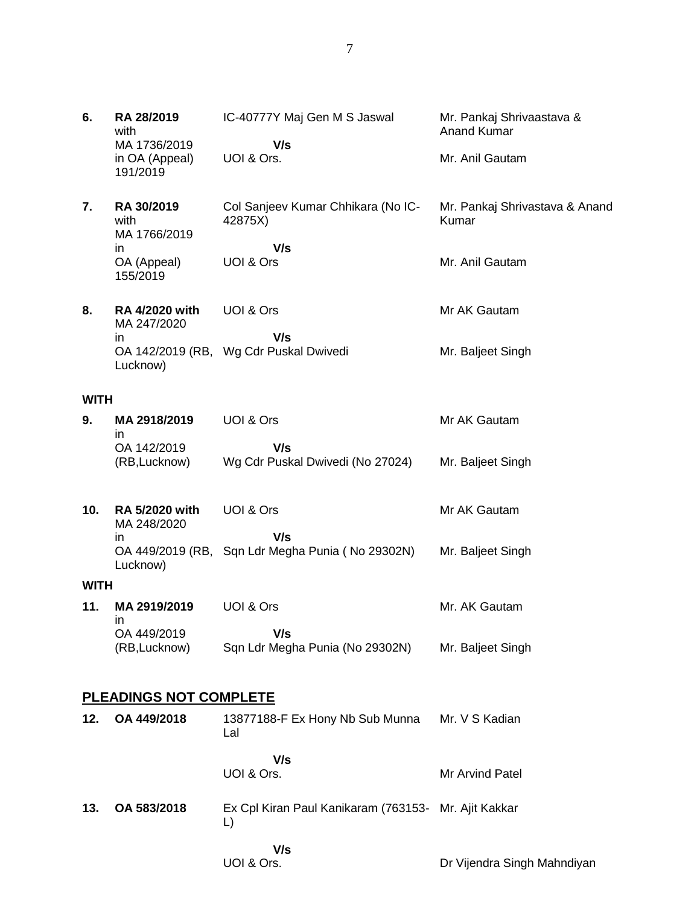| | | | |
|---|---|---|---|
| **6.** | **RA 28/2019** with MA 1736/2019 in OA (Appeal) 191/2019 | IC-40777Y Maj Gen M S Jaswal<br>**V/s**<br>UOI & Ors. | Mr. Pankaj Shrivaastava & Anand Kumar<br><br>Mr. Anil Gautam |
| **7.** | **RA 30/2019** with MA 1766/2019 in OA (Appeal) 155/2019 | Col Sanjeev Kumar Chhikara (No IC-42875X)<br>**V/s**<br>UOI & Ors | Mr. Pankaj Shrivastava & Anand Kumar<br><br>Mr. Anil Gautam |
| **8.** | **RA 4/2020 with** MA 247/2020 in OA 142/2019 (RB, Lucknow) | UOI & Ors<br>**V/s**<br>Wg Cdr Puskal Dwivedi | Mr AK Gautam<br><br>Mr. Baljeet Singh |

**WITH**

| | | | |
|---|---|---|---|
| **9.** | **MA 2918/2019** in OA 142/2019 (RB,Lucknow) | UOI & Ors<br>**V/s**<br>Wg Cdr Puskal Dwivedi (No 27024) | Mr AK Gautam<br><br>Mr. Baljeet Singh |
| **10.** | **RA 5/2020 with** MA 248/2020 in OA 449/2019 (RB, Lucknow) | UOI & Ors<br>**V/s**<br>Sqn Ldr Megha Punia ( No 29302N) | Mr AK Gautam<br><br>Mr. Baljeet Singh |

**WITH**

| | | | |
|---|---|---|---|
| **11.** | **MA 2919/2019** in OA 449/2019 (RB,Lucknow) | UOI & Ors<br>**V/s**<br>Sqn Ldr Megha Punia (No 29302N) | Mr. AK Gautam<br><br>Mr. Baljeet Singh |

## PLEADINGS NOT COMPLETE

| | | | |
|---|---|---|---|
| **12.** | **OA 449/2018** | 13877188-F Ex Hony Nb Sub Munna Lal<br>**V/s**<br>UOI & Ors. | Mr. V S Kadian<br><br>Mr Arvind Patel |
| **13.** | **OA 583/2018** | Ex Cpl Kiran Paul Kanikaram (763153-L)<br>**V/s**<br>UOI & Ors. | Mr. Ajit Kakkar<br><br>Dr Vijendra Singh Mahndiyan |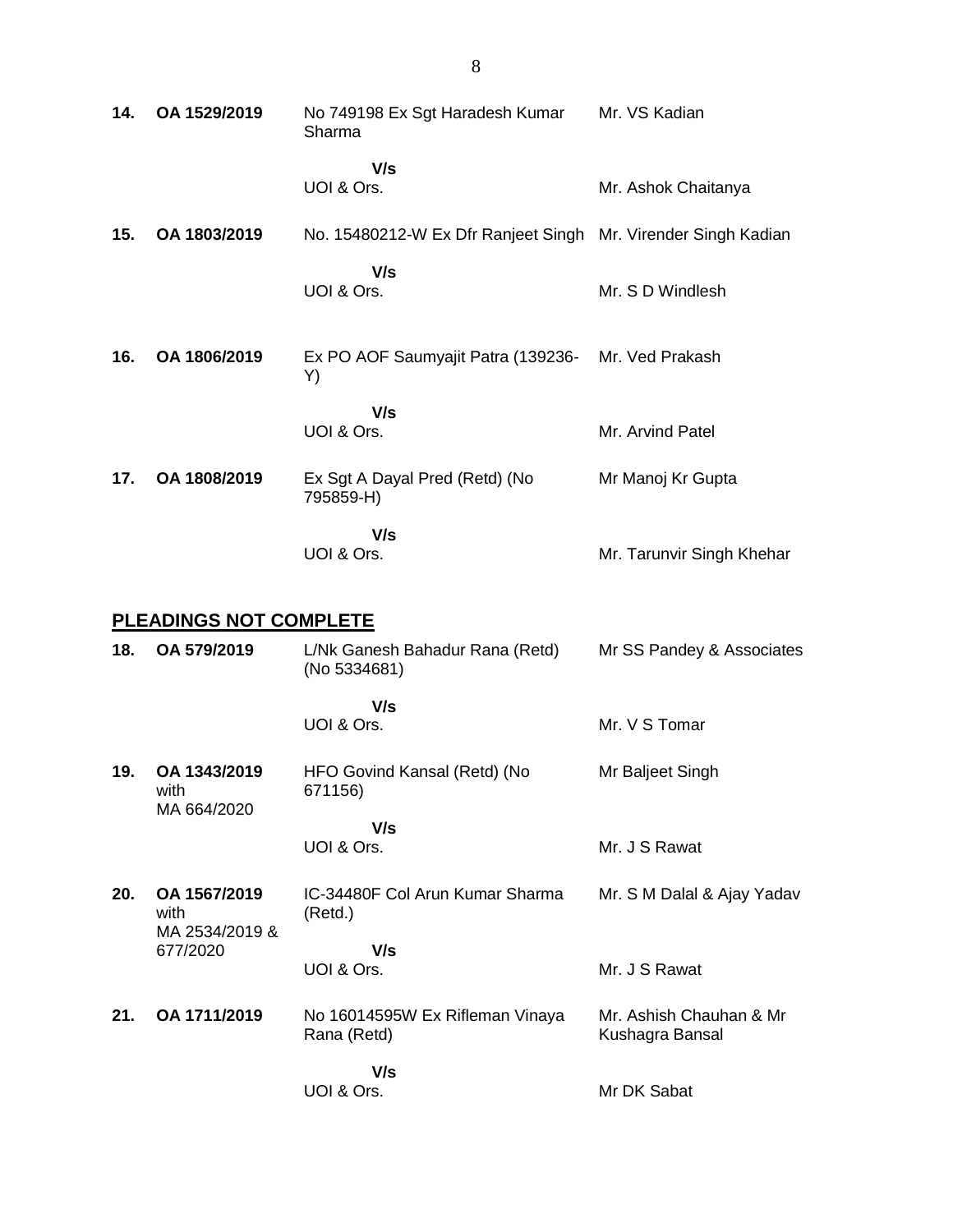| | | | |
|---|---|---|---|
| **14.** | **OA 1529/2019** | No 749198 Ex Sgt Haradesh Kumar Sharma | Mr. VS Kadian |
| | | **V/s** | |
| | | UOI & Ors. | Mr. Ashok Chaitanya |
| **15.** | **OA 1803/2019** | No. 15480212-W Ex Dfr Ranjeet Singh | Mr. Virender Singh Kadian |
| | | **V/s** | |
| | | UOI & Ors. | Mr. S D Windlesh |
| **16.** | **OA 1806/2019** | Ex PO AOF Saumyajit Patra (139236-Y) | Mr. Ved Prakash |
| | | **V/s** | |
| | | UOI & Ors. | Mr. Arvind Patel |
| **17.** | **OA 1808/2019** | Ex Sgt A Dayal Pred (Retd) (No 795859-H) | Mr Manoj Kr Gupta |
| | | **V/s** | |
| | | UOI & Ors. | Mr. Tarunvir Singh Khehar |

## PLEADINGS NOT COMPLETE

| | | | |
|---|---|---|---|
| **18.** | **OA 579/2019** | L/Nk Ganesh Bahadur Rana (Retd) (No 5334681) | Mr SS Pandey & Associates |
| | | **V/s** | |
| | | UOI & Ors. | Mr. V S Tomar |
| **19.** | **OA 1343/2019** with MA 664/2020 | HFO Govind Kansal (Retd) (No 671156) | Mr Baljeet Singh |
| | | **V/s** | |
| | | UOI & Ors. | Mr. J S Rawat |
| **20.** | **OA 1567/2019** with MA 2534/2019 & 677/2020 | IC-34480F Col Arun Kumar Sharma (Retd.) | Mr. S M Dalal & Ajay Yadav |
| | | **V/s** | |
| | | UOI & Ors. | Mr. J S Rawat |
| **21.** | **OA 1711/2019** | No 16014595W Ex Rifleman Vinaya Rana (Retd) | Mr. Ashish Chauhan & Mr Kushagra Bansal |
| | | **V/s** | |
| | | UOI & Ors. | Mr DK Sabat |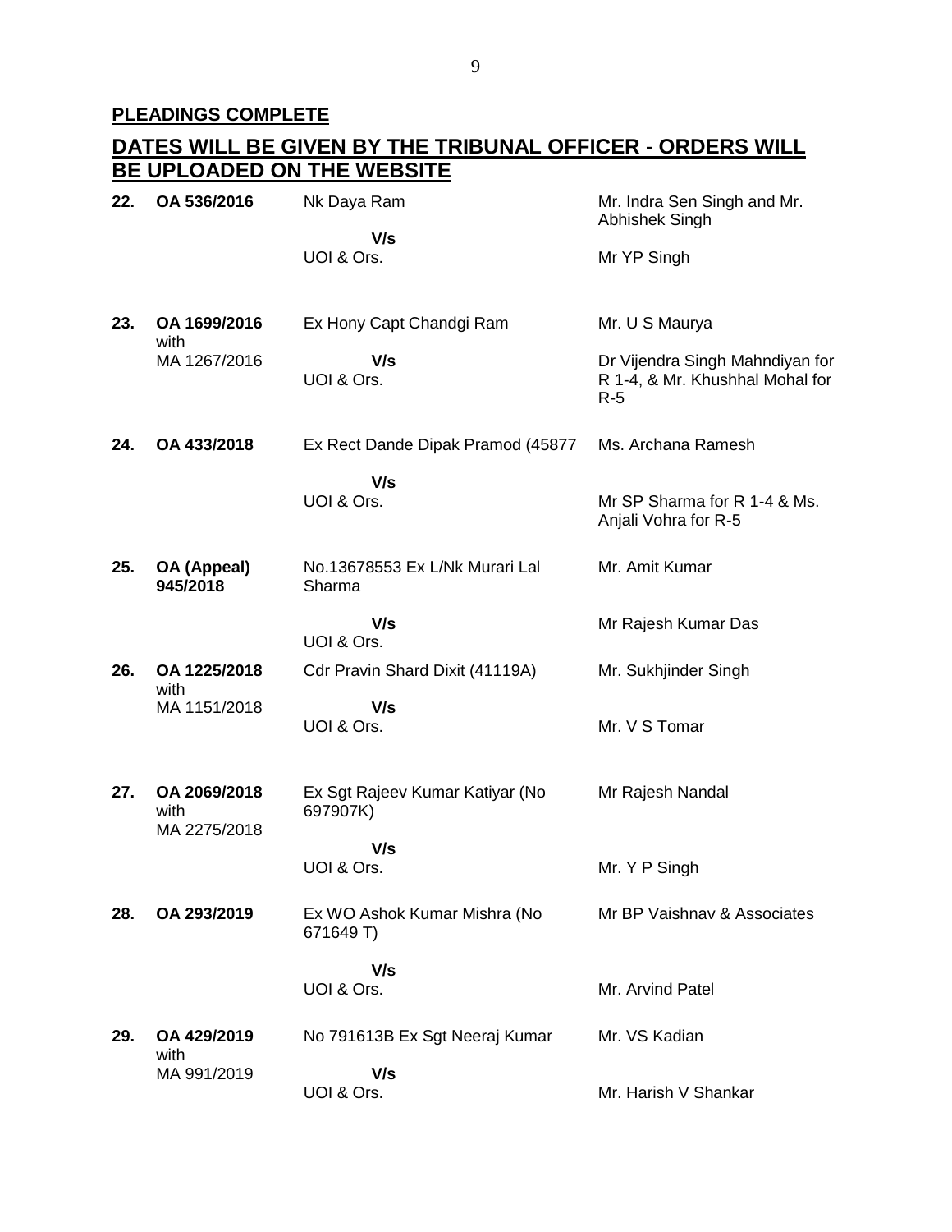**PLEADINGS COMPLETE**

## DATES WILL BE GIVEN BY THE TRIBUNAL OFFICER - ORDERS WILL BE UPLOADED ON THE WEBSITE

| No. | Case | Parties | Counsel |
|---|---|---|---|
| **22.** | **OA 536/2016** | Nk Daya Ram<br>**V/s**<br>UOI & Ors. | Mr. Indra Sen Singh and Mr. Abhishek Singh<br><br>Mr YP Singh |
| **23.** | **OA 1699/2016** with MA 1267/2016 | Ex Hony Capt Chandgi Ram<br>**V/s**<br>UOI & Ors. | Mr. U S Maurya<br><br>Dr Vijendra Singh Mahndiyan for R 1-4, & Mr. Khushhal Mohal for R-5 |
| **24.** | **OA 433/2018** | Ex Rect Dande Dipak Pramod (45877<br>**V/s**<br>UOI & Ors. | Ms. Archana Ramesh<br><br>Mr SP Sharma for R 1-4 & Ms. Anjali Vohra for R-5 |
| **25.** | **OA (Appeal) 945/2018** | No.13678553 Ex L/Nk Murari Lal Sharma<br>**V/s**<br>UOI & Ors. | Mr. Amit Kumar<br><br>Mr Rajesh Kumar Das |
| **26.** | **OA 1225/2018** with MA 1151/2018 | Cdr Pravin Shard Dixit (41119A)<br>**V/s**<br>UOI & Ors. | Mr. Sukhjinder Singh<br><br>Mr. V S Tomar |
| **27.** | **OA 2069/2018** with MA 2275/2018 | Ex Sgt Rajeev Kumar Katiyar (No 697907K)<br>**V/s**<br>UOI & Ors. | Mr Rajesh Nandal<br><br>Mr. Y P Singh |
| **28.** | **OA 293/2019** | Ex WO Ashok Kumar Mishra (No 671649 T)<br>**V/s**<br>UOI & Ors. | Mr BP Vaishnav & Associates<br><br>Mr. Arvind Patel |
| **29.** | **OA 429/2019** with MA 991/2019 | No 791613B Ex Sgt Neeraj Kumar<br>**V/s**<br>UOI & Ors. | Mr. VS Kadian<br><br>Mr. Harish V Shankar |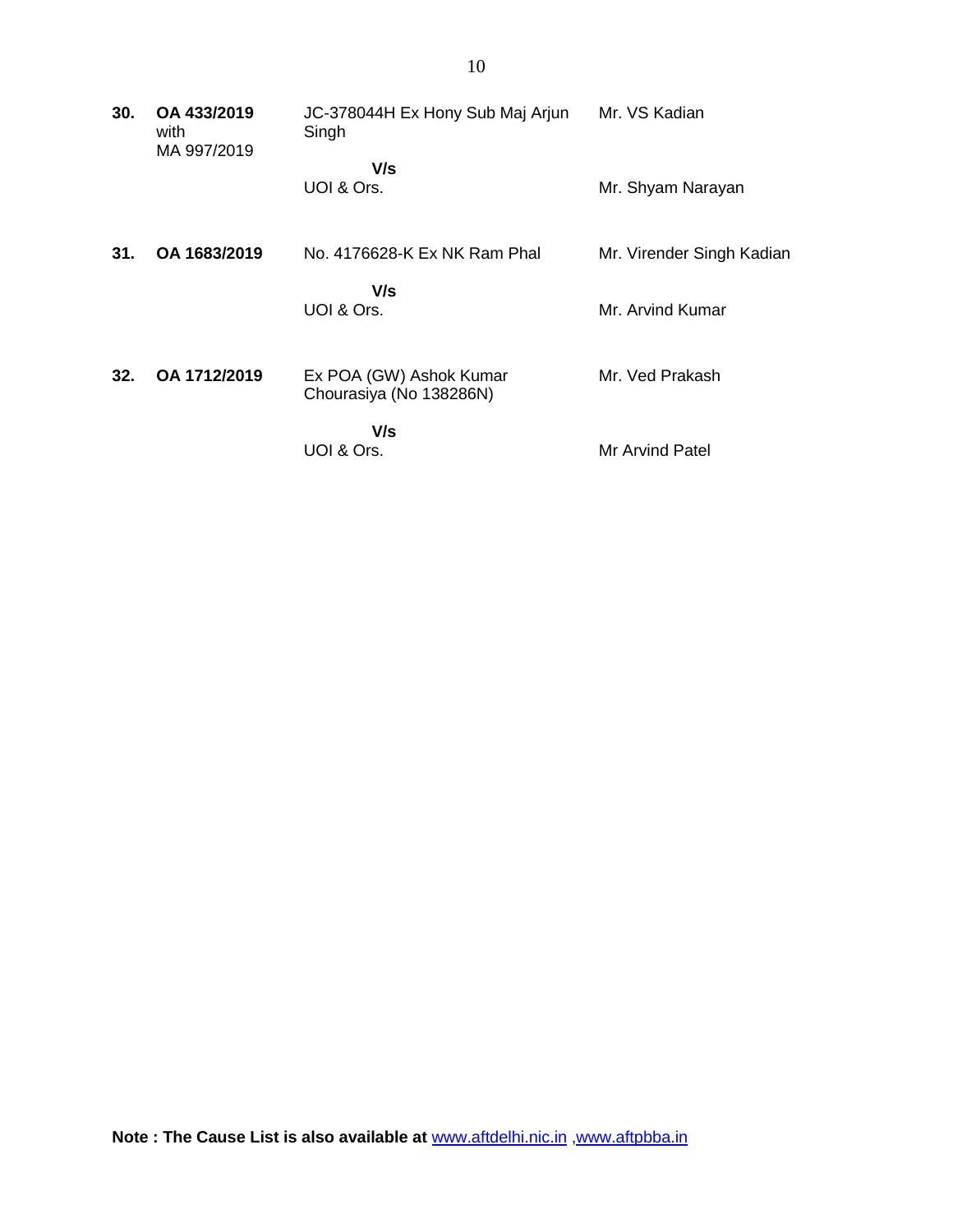| | | | |
|---|---|---|---|
| **30.** | **OA 433/2019** with MA 997/2019 | JC-378044H Ex Hony Sub Maj Arjun Singh<br>**V/s**<br>UOI & Ors. | Mr. VS Kadian<br><br>Mr. Shyam Narayan |
| **31.** | **OA 1683/2019** | No. 4176628-K Ex NK Ram Phal<br>**V/s**<br>UOI & Ors. | Mr. Virender Singh Kadian<br><br>Mr. Arvind Kumar |
| **32.** | **OA 1712/2019** | Ex POA (GW) Ashok Kumar Chourasiya (No 138286N)<br>**V/s**<br>UOI & Ors. | Mr. Ved Prakash<br><br>Mr Arvind Patel |

**Note : The Cause List is also available at** www.aftdelhi.nic.in ,www.aftpbba.in